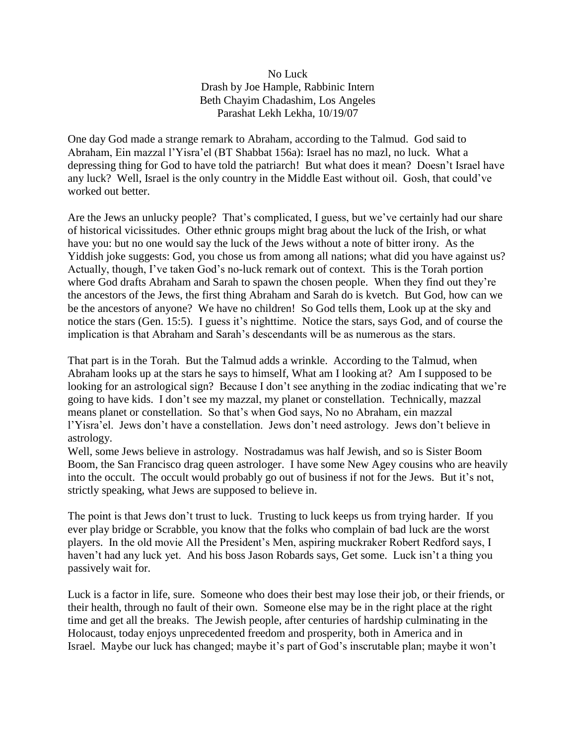No Luck
Drash by Joe Hample, Rabbinic Intern
Beth Chayim Chadashim, Los Angeles
Parashat Lekh Lekha, 10/19/07

One day God made a strange remark to Abraham, according to the Talmud. God said to Abraham, Ein mazzal l'Yisra'el (BT Shabbat 156a): Israel has no mazl, no luck. What a depressing thing for God to have told the patriarch! But what does it mean? Doesn't Israel have any luck? Well, Israel is the only country in the Middle East without oil. Gosh, that could've worked out better.

Are the Jews an unlucky people? That's complicated, I guess, but we've certainly had our share of historical vicissitudes. Other ethnic groups might brag about the luck of the Irish, or what have you: but no one would say the luck of the Jews without a note of bitter irony. As the Yiddish joke suggests: God, you chose us from among all nations; what did you have against us? Actually, though, I've taken God's no-luck remark out of context. This is the Torah portion where God drafts Abraham and Sarah to spawn the chosen people. When they find out they're the ancestors of the Jews, the first thing Abraham and Sarah do is kvetch. But God, how can we be the ancestors of anyone? We have no children! So God tells them, Look up at the sky and notice the stars (Gen. 15:5). I guess it's nighttime. Notice the stars, says God, and of course the implication is that Abraham and Sarah's descendants will be as numerous as the stars.

That part is in the Torah. But the Talmud adds a wrinkle. According to the Talmud, when Abraham looks up at the stars he says to himself, What am I looking at? Am I supposed to be looking for an astrological sign? Because I don't see anything in the zodiac indicating that we're going to have kids. I don't see my mazzal, my planet or constellation. Technically, mazzal means planet or constellation. So that's when God says, No no Abraham, ein mazzal l'Yisra'el. Jews don't have a constellation. Jews don't need astrology. Jews don't believe in astrology.

Well, some Jews believe in astrology. Nostradamus was half Jewish, and so is Sister Boom Boom, the San Francisco drag queen astrologer. I have some New Agey cousins who are heavily into the occult. The occult would probably go out of business if not for the Jews. But it's not, strictly speaking, what Jews are supposed to believe in.

The point is that Jews don't trust to luck. Trusting to luck keeps us from trying harder. If you ever play bridge or Scrabble, you know that the folks who complain of bad luck are the worst players. In the old movie All the President's Men, aspiring muckraker Robert Redford says, I haven't had any luck yet. And his boss Jason Robards says, Get some. Luck isn't a thing you passively wait for.

Luck is a factor in life, sure. Someone who does their best may lose their job, or their friends, or their health, through no fault of their own. Someone else may be in the right place at the right time and get all the breaks. The Jewish people, after centuries of hardship culminating in the Holocaust, today enjoys unprecedented freedom and prosperity, both in America and in Israel. Maybe our luck has changed; maybe it's part of God's inscrutable plan; maybe it won't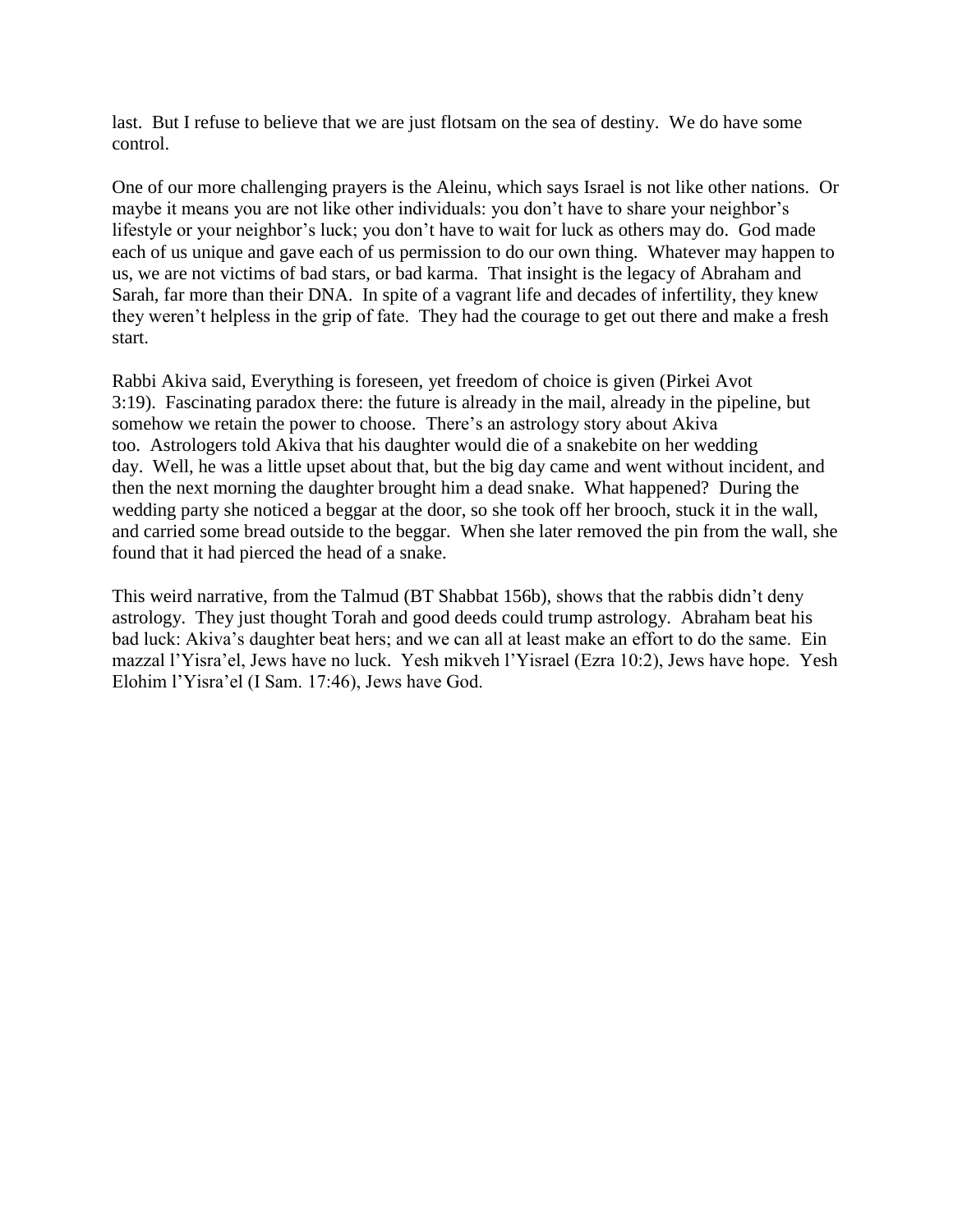last. But I refuse to believe that we are just flotsam on the sea of destiny. We do have some control.

One of our more challenging prayers is the Aleinu, which says Israel is not like other nations. Or maybe it means you are not like other individuals: you don't have to share your neighbor's lifestyle or your neighbor's luck; you don't have to wait for luck as others may do. God made each of us unique and gave each of us permission to do our own thing. Whatever may happen to us, we are not victims of bad stars, or bad karma. That insight is the legacy of Abraham and Sarah, far more than their DNA. In spite of a vagrant life and decades of infertility, they knew they weren't helpless in the grip of fate. They had the courage to get out there and make a fresh start.

Rabbi Akiva said, Everything is foreseen, yet freedom of choice is given (Pirkei Avot 3:19). Fascinating paradox there: the future is already in the mail, already in the pipeline, but somehow we retain the power to choose. There's an astrology story about Akiva too. Astrologers told Akiva that his daughter would die of a snakebite on her wedding day. Well, he was a little upset about that, but the big day came and went without incident, and then the next morning the daughter brought him a dead snake. What happened? During the wedding party she noticed a beggar at the door, so she took off her brooch, stuck it in the wall, and carried some bread outside to the beggar. When she later removed the pin from the wall, she found that it had pierced the head of a snake.

This weird narrative, from the Talmud (BT Shabbat 156b), shows that the rabbis didn't deny astrology. They just thought Torah and good deeds could trump astrology. Abraham beat his bad luck: Akiva's daughter beat hers; and we can all at least make an effort to do the same. Ein mazzal l'Yisra'el, Jews have no luck. Yesh mikveh l'Yisrael (Ezra 10:2), Jews have hope. Yesh Elohim l'Yisra'el (I Sam. 17:46), Jews have God.